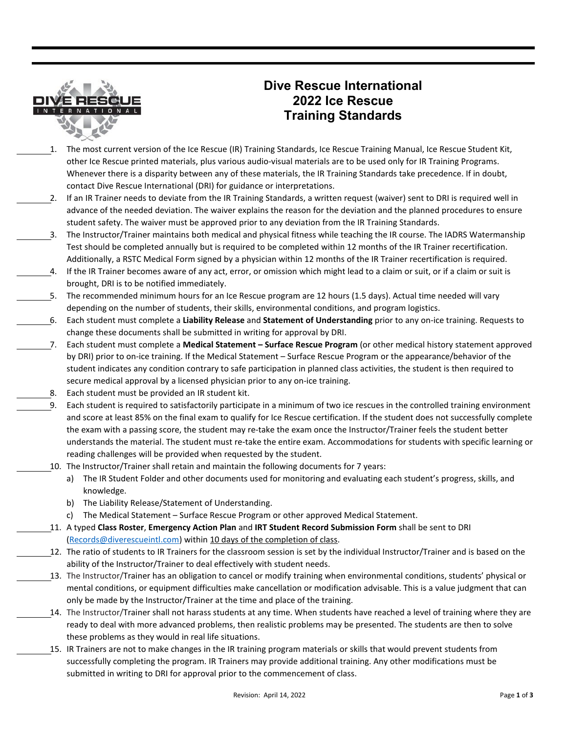# Dive Rescue International
# 2022 Ice Rescue
# Training Standards

______ 1. The most current version of the Ice Rescue (IR) Training Standards, Ice Rescue Training Manual, Ice Rescue Student Kit, other Ice Rescue printed materials, plus various audio-visual materials are to be used only for IR Training Programs. Whenever there is a disparity between any of these materials, the IR Training Standards take precedence. If in doubt, contact Dive Rescue International (DRI) for guidance or interpretations.

______ 2. If an IR Trainer needs to deviate from the IR Training Standards, a written request (waiver) sent to DRI is required well in advance of the needed deviation. The waiver explains the reason for the deviation and the planned procedures to ensure student safety. The waiver must be approved prior to any deviation from the IR Training Standards.

______ 3. The Instructor/Trainer maintains both medical and physical fitness while teaching the IR course. The IADRS Watermanship Test should be completed annually but is required to be completed within 12 months of the IR Trainer recertification. Additionally, a RSTC Medical Form signed by a physician within 12 months of the IR Trainer recertification is required.

______ 4. If the IR Trainer becomes aware of any act, error, or omission which might lead to a claim or suit, or if a claim or suit is brought, DRI is to be notified immediately.

______ 5. The recommended minimum hours for an Ice Rescue program are 12 hours (1.5 days). Actual time needed will vary depending on the number of students, their skills, environmental conditions, and program logistics.

______ 6. Each student must complete a **Liability Release** and **Statement of Understanding** prior to any on-ice training. Requests to change these documents shall be submitted in writing for approval by DRI.

______ 7. Each student must complete a **Medical Statement – Surface Rescue Program** (or other medical history statement approved by DRI) prior to on-ice training. If the Medical Statement – Surface Rescue Program or the appearance/behavior of the student indicates any condition contrary to safe participation in planned class activities, the student is then required to secure medical approval by a licensed physician prior to any on-ice training.

______ 8. Each student must be provided an IR student kit.

______ 9. Each student is required to satisfactorily participate in a minimum of two ice rescues in the controlled training environment and score at least 85% on the final exam to qualify for Ice Rescue certification. If the student does not successfully complete the exam with a passing score, the student may re-take the exam once the Instructor/Trainer feels the student better understands the material. The student must re-take the entire exam. Accommodations for students with specific learning or reading challenges will be provided when requested by the student.

______ 10. The Instructor/Trainer shall retain and maintain the following documents for 7 years:
   a) The IR Student Folder and other documents used for monitoring and evaluating each student's progress, skills, and knowledge.
   b) The Liability Release/Statement of Understanding.
   c) The Medical Statement – Surface Rescue Program or other approved Medical Statement.

______ 11. A typed **Class Roster**, **Emergency Action Plan** and **IRT Student Record Submission Form** shall be sent to DRI (Records@diverescueintl.com) within <u>10 days of the completion of class</u>.

______ 12. The ratio of students to IR Trainers for the classroom session is set by the individual Instructor/Trainer and is based on the ability of the Instructor/Trainer to deal effectively with student needs.

______ 13. The Instructor/Trainer has an obligation to cancel or modify training when environmental conditions, students' physical or mental conditions, or equipment difficulties make cancellation or modification advisable. This is a value judgment that can only be made by the Instructor/Trainer at the time and place of the training.

______ 14. The Instructor/Trainer shall not harass students at any time. When students have reached a level of training where they are ready to deal with more advanced problems, then realistic problems may be presented. The students are then to solve these problems as they would in real life situations.

______ 15. IR Trainers are not to make changes in the IR training program materials or skills that would prevent students from successfully completing the program. IR Trainers may provide additional training. Any other modifications must be submitted in writing to DRI for approval prior to the commencement of class.

Revision: April 14, 2022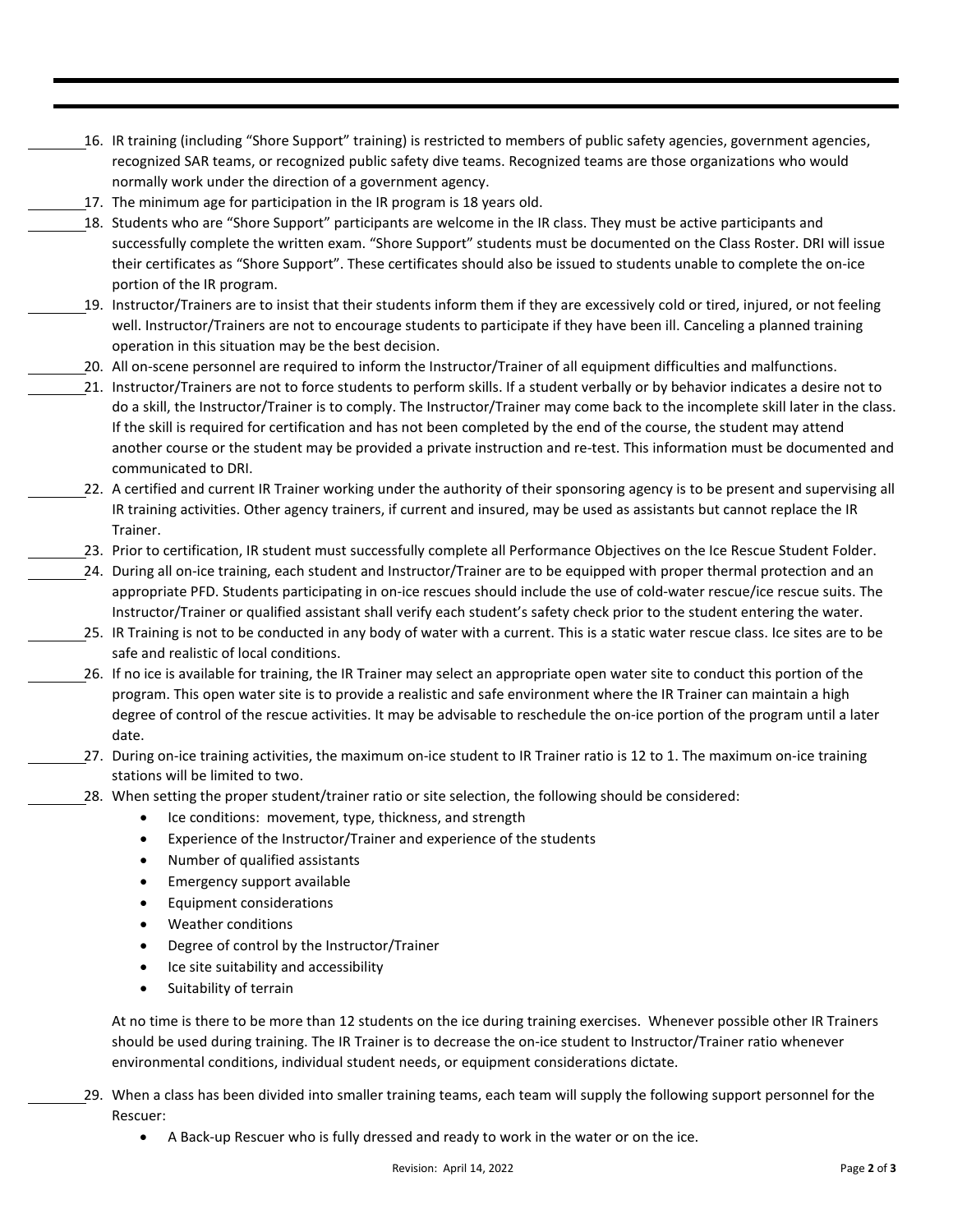_______ 16. IR training (including "Shore Support" training) is restricted to members of public safety agencies, government agencies, recognized SAR teams, or recognized public safety dive teams. Recognized teams are those organizations who would normally work under the direction of a government agency.

_______ 17. The minimum age for participation in the IR program is 18 years old.

_______ 18. Students who are "Shore Support" participants are welcome in the IR class. They must be active participants and successfully complete the written exam. "Shore Support" students must be documented on the Class Roster. DRI will issue their certificates as "Shore Support". These certificates should also be issued to students unable to complete the on-ice portion of the IR program.

_______ 19. Instructor/Trainers are to insist that their students inform them if they are excessively cold or tired, injured, or not feeling well. Instructor/Trainers are not to encourage students to participate if they have been ill. Canceling a planned training operation in this situation may be the best decision.

_______ 20. All on-scene personnel are required to inform the Instructor/Trainer of all equipment difficulties and malfunctions.

_______ 21. Instructor/Trainers are not to force students to perform skills. If a student verbally or by behavior indicates a desire not to do a skill, the Instructor/Trainer is to comply. The Instructor/Trainer may come back to the incomplete skill later in the class. If the skill is required for certification and has not been completed by the end of the course, the student may attend another course or the student may be provided a private instruction and re-test. This information must be documented and communicated to DRI.

_______ 22. A certified and current IR Trainer working under the authority of their sponsoring agency is to be present and supervising all IR training activities. Other agency trainers, if current and insured, may be used as assistants but cannot replace the IR Trainer.

_______ 23. Prior to certification, IR student must successfully complete all Performance Objectives on the Ice Rescue Student Folder.

_______ 24. During all on-ice training, each student and Instructor/Trainer are to be equipped with proper thermal protection and an appropriate PFD. Students participating in on-ice rescues should include the use of cold-water rescue/ice rescue suits. The Instructor/Trainer or qualified assistant shall verify each student's safety check prior to the student entering the water.

_______ 25. IR Training is not to be conducted in any body of water with a current. This is a static water rescue class. Ice sites are to be safe and realistic of local conditions.

_______ 26. If no ice is available for training, the IR Trainer may select an appropriate open water site to conduct this portion of the program. This open water site is to provide a realistic and safe environment where the IR Trainer can maintain a high degree of control of the rescue activities. It may be advisable to reschedule the on-ice portion of the program until a later date.

_______ 27. During on-ice training activities, the maximum on-ice student to IR Trainer ratio is 12 to 1. The maximum on-ice training stations will be limited to two.

_______ 28. When setting the proper student/trainer ratio or site selection, the following should be considered:

- Ice conditions: movement, type, thickness, and strength
- Experience of the Instructor/Trainer and experience of the students
- Number of qualified assistants
- Emergency support available
- Equipment considerations
- Weather conditions
- Degree of control by the Instructor/Trainer
- Ice site suitability and accessibility
- Suitability of terrain

At no time is there to be more than 12 students on the ice during training exercises. Whenever possible other IR Trainers should be used during training. The IR Trainer is to decrease the on-ice student to Instructor/Trainer ratio whenever environmental conditions, individual student needs, or equipment considerations dictate.

_______ 29. When a class has been divided into smaller training teams, each team will supply the following support personnel for the Rescuer:

- A Back-up Rescuer who is fully dressed and ready to work in the water or on the ice.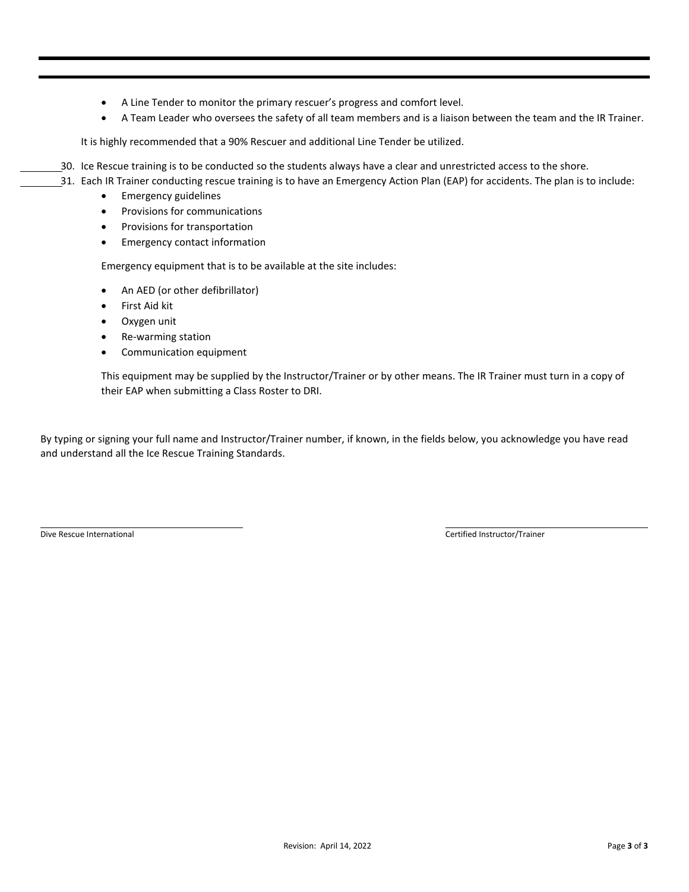- A Line Tender to monitor the primary rescuer's progress and comfort level.
- A Team Leader who oversees the safety of all team members and is a liaison between the team and the IR Trainer.

It is highly recommended that a 90% Rescuer and additional Line Tender be utilized.

________30. Ice Rescue training is to be conducted so the students always have a clear and unrestricted access to the shore.

________31. Each IR Trainer conducting rescue training is to have an Emergency Action Plan (EAP) for accidents. The plan is to include:

- Emergency guidelines
- Provisions for communications
- Provisions for transportation
- Emergency contact information

Emergency equipment that is to be available at the site includes:

- An AED (or other defibrillator)
- First Aid kit
- Oxygen unit
- Re-warming station
- Communication equipment

This equipment may be supplied by the Instructor/Trainer or by other means. The IR Trainer must turn in a copy of their EAP when submitting a Class Roster to DRI.

By typing or signing your full name and Instructor/Trainer number, if known, in the fields below, you acknowledge you have read and understand all the Ice Rescue Training Standards.

| ______________________________ | ______________________________ |
| --- | --- |
| Dive Rescue International | Certified Instructor/Trainer |

Revision: April 14, 2022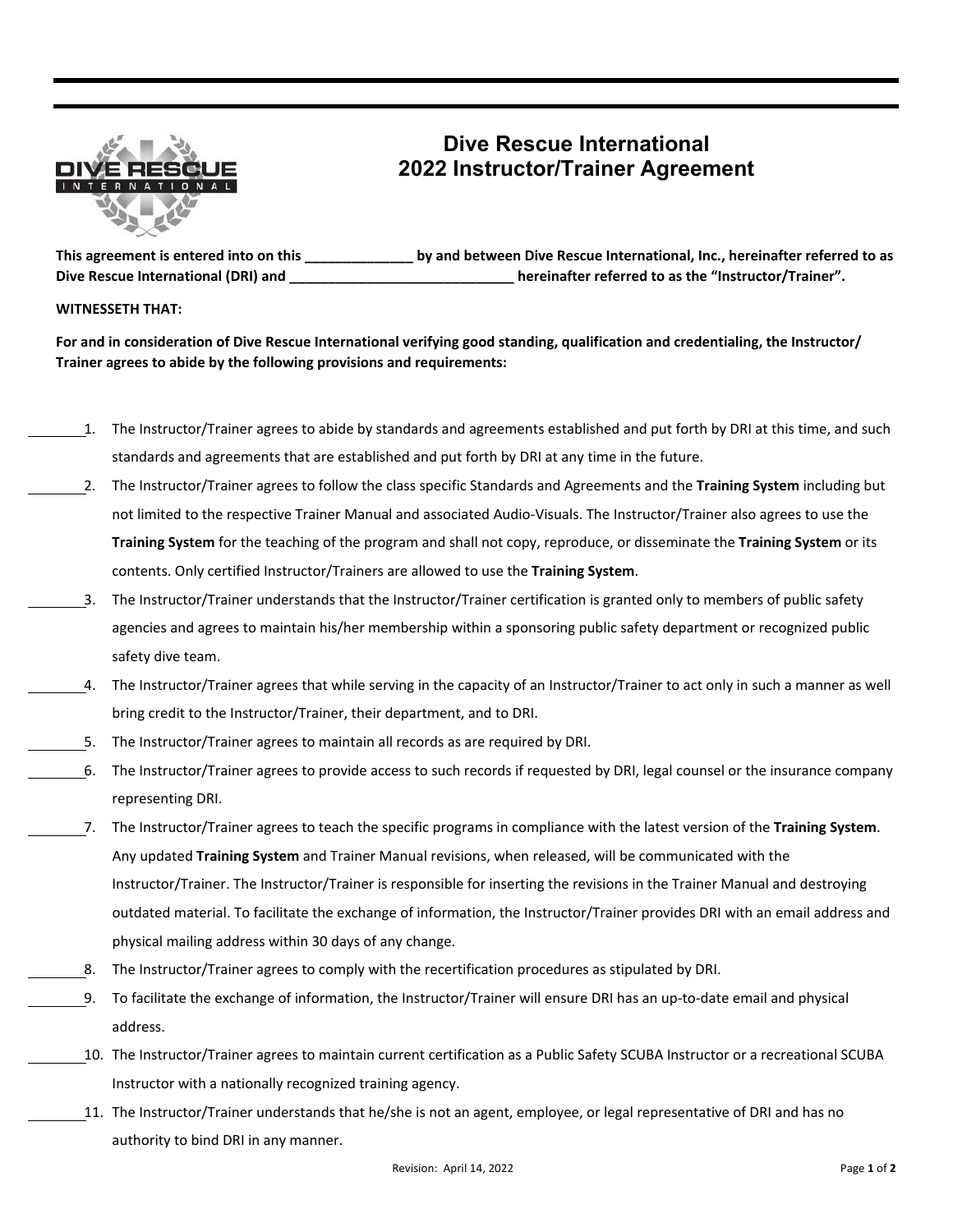# Dive Rescue International
# 2022 Instructor/Trainer Agreement

**This agreement is entered into on this ______________ by and between Dive Rescue International, Inc., hereinafter referred to as Dive Rescue International (DRI) and _____________________________ hereinafter referred to as the "Instructor/Trainer".**

**WITNESSETH THAT:**

**For and in consideration of Dive Rescue International verifying good standing, qualification and credentialing, the Instructor/Trainer agrees to abide by the following provisions and requirements:**

________1. The Instructor/Trainer agrees to abide by standards and agreements established and put forth by DRI at this time, and such standards and agreements that are established and put forth by DRI at any time in the future.

________2. The Instructor/Trainer agrees to follow the class specific Standards and Agreements and the **Training System** including but not limited to the respective Trainer Manual and associated Audio-Visuals. The Instructor/Trainer also agrees to use the **Training System** for the teaching of the program and shall not copy, reproduce, or disseminate the **Training System** or its contents. Only certified Instructor/Trainers are allowed to use the **Training System**.

________3. The Instructor/Trainer understands that the Instructor/Trainer certification is granted only to members of public safety agencies and agrees to maintain his/her membership within a sponsoring public safety department or recognized public safety dive team.

________4. The Instructor/Trainer agrees that while serving in the capacity of an Instructor/Trainer to act only in such a manner as well bring credit to the Instructor/Trainer, their department, and to DRI.

________5. The Instructor/Trainer agrees to maintain all records as are required by DRI.

________6. The Instructor/Trainer agrees to provide access to such records if requested by DRI, legal counsel or the insurance company representing DRI.

________7. The Instructor/Trainer agrees to teach the specific programs in compliance with the latest version of the **Training System**. Any updated **Training System** and Trainer Manual revisions, when released, will be communicated with the Instructor/Trainer. The Instructor/Trainer is responsible for inserting the revisions in the Trainer Manual and destroying outdated material. To facilitate the exchange of information, the Instructor/Trainer provides DRI with an email address and physical mailing address within 30 days of any change.

________8. The Instructor/Trainer agrees to comply with the recertification procedures as stipulated by DRI.

________9. To facilitate the exchange of information, the Instructor/Trainer will ensure DRI has an up-to-date email and physical address.

________10. The Instructor/Trainer agrees to maintain current certification as a Public Safety SCUBA Instructor or a recreational SCUBA Instructor with a nationally recognized training agency.

________11. The Instructor/Trainer understands that he/she is not an agent, employee, or legal representative of DRI and has no authority to bind DRI in any manner.

Revision: April 14, 2022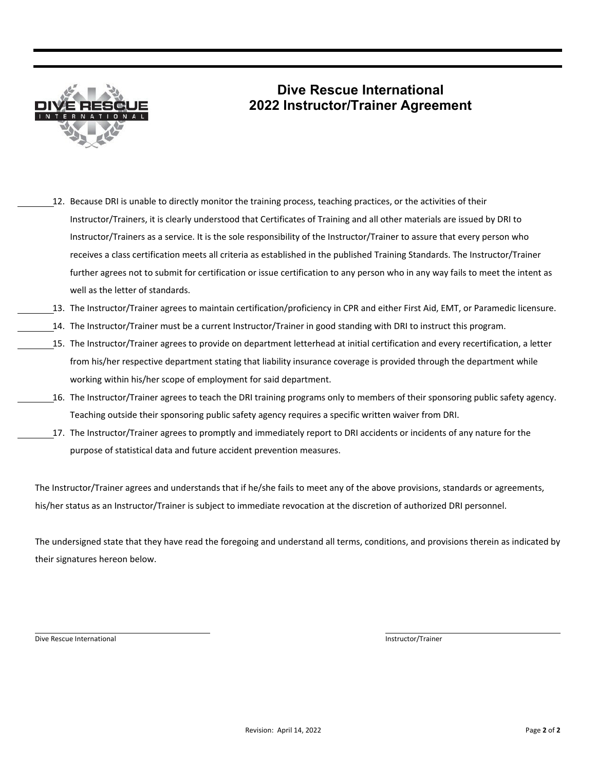# Dive Rescue International
## 2022 Instructor/Trainer Agreement

\_\_\_\_\_\_\_\_ 12. Because DRI is unable to directly monitor the training process, teaching practices, or the activities of their Instructor/Trainers, it is clearly understood that Certificates of Training and all other materials are issued by DRI to Instructor/Trainers as a service. It is the sole responsibility of the Instructor/Trainer to assure that every person who receives a class certification meets all criteria as established in the published Training Standards. The Instructor/Trainer further agrees not to submit for certification or issue certification to any person who in any way fails to meet the intent as well as the letter of standards.

\_\_\_\_\_\_\_\_ 13. The Instructor/Trainer agrees to maintain certification/proficiency in CPR and either First Aid, EMT, or Paramedic licensure.

\_\_\_\_\_\_\_\_ 14. The Instructor/Trainer must be a current Instructor/Trainer in good standing with DRI to instruct this program.

\_\_\_\_\_\_\_\_ 15. The Instructor/Trainer agrees to provide on department letterhead at initial certification and every recertification, a letter from his/her respective department stating that liability insurance coverage is provided through the department while working within his/her scope of employment for said department.

\_\_\_\_\_\_\_\_ 16. The Instructor/Trainer agrees to teach the DRI training programs only to members of their sponsoring public safety agency. Teaching outside their sponsoring public safety agency requires a specific written waiver from DRI.

\_\_\_\_\_\_\_\_ 17. The Instructor/Trainer agrees to promptly and immediately report to DRI accidents or incidents of any nature for the purpose of statistical data and future accident prevention measures.

The Instructor/Trainer agrees and understands that if he/she fails to meet any of the above provisions, standards or agreements, his/her status as an Instructor/Trainer is subject to immediate revocation at the discretion of authorized DRI personnel.

The undersigned state that they have read the foregoing and understand all terms, conditions, and provisions therein as indicated by their signatures hereon below.

\_\_\_\_\_\_\_\_\_\_\_\_\_\_\_\_\_\_\_\_\_\_\_\_\_\_\_\_\_\_\_\_\_\_\_\_\_\_\_\_
Dive Rescue International

\_\_\_\_\_\_\_\_\_\_\_\_\_\_\_\_\_\_\_\_\_\_\_\_\_\_\_\_\_\_\_\_\_\_\_\_\_\_\_\_
Instructor/Trainer

Revision: April 14, 2022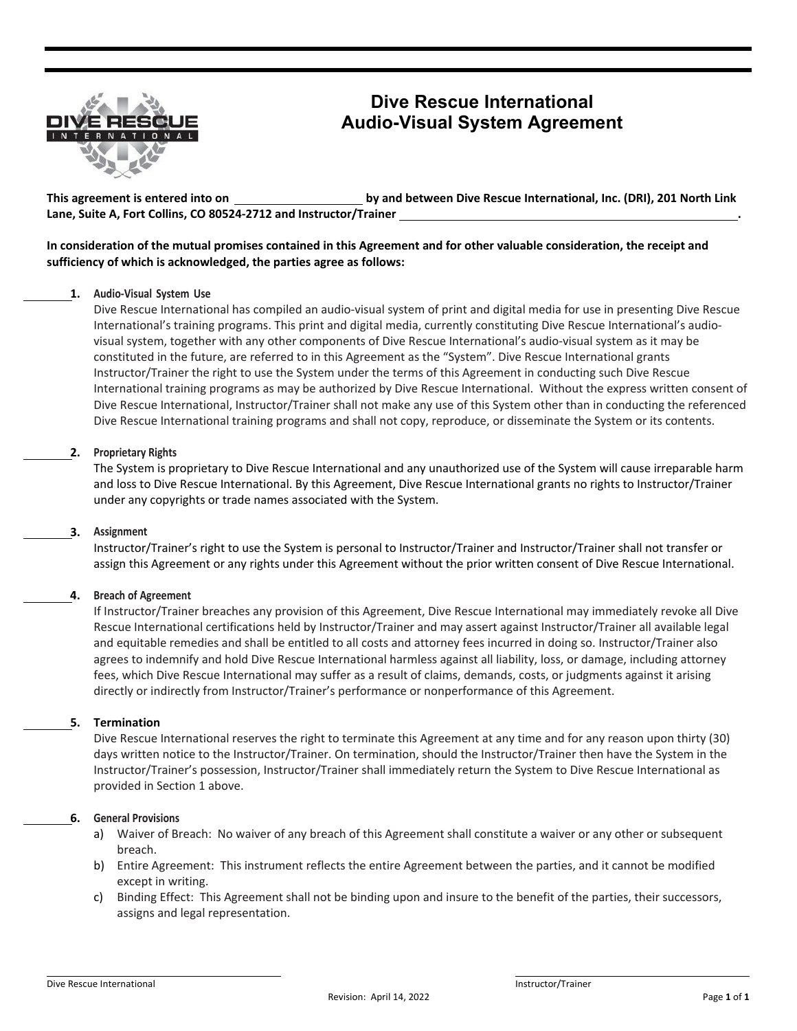# Dive Rescue International
## Audio-Visual System Agreement

**This agreement is entered into on \_\_\_\_\_\_\_\_\_\_\_\_\_\_\_\_\_\_\_\_ by and between Dive Rescue International, Inc. (DRI), 201 North Link Lane, Suite A, Fort Collins, CO 80524-2712 and Instructor/Trainer \_\_\_\_\_\_\_\_\_\_\_\_\_\_\_\_\_\_\_\_\_\_\_\_\_\_\_\_\_\_\_\_\_\_\_\_\_\_\_\_.**

**In consideration of the mutual promises contained in this Agreement and for other valuable consideration, the receipt and sufficiency of which is acknowledged, the parties agree as follows:**

\_\_\_\_\_\_\_\_ **1. Audio-Visual System Use**

Dive Rescue International has compiled an audio-visual system of print and digital media for use in presenting Dive Rescue International's training programs. This print and digital media, currently constituting Dive Rescue International's audio-visual system, together with any other components of Dive Rescue International's audio-visual system as it may be constituted in the future, are referred to in this Agreement as the "System". Dive Rescue International grants Instructor/Trainer the right to use the System under the terms of this Agreement in conducting such Dive Rescue International training programs as may be authorized by Dive Rescue International. Without the express written consent of Dive Rescue International, Instructor/Trainer shall not make any use of this System other than in conducting the referenced Dive Rescue International training programs and shall not copy, reproduce, or disseminate the System or its contents.

\_\_\_\_\_\_\_\_ **2. Proprietary Rights**

The System is proprietary to Dive Rescue International and any unauthorized use of the System will cause irreparable harm and loss to Dive Rescue International. By this Agreement, Dive Rescue International grants no rights to Instructor/Trainer under any copyrights or trade names associated with the System.

\_\_\_\_\_\_\_\_ **3. Assignment**

Instructor/Trainer's right to use the System is personal to Instructor/Trainer and Instructor/Trainer shall not transfer or assign this Agreement or any rights under this Agreement without the prior written consent of Dive Rescue International.

\_\_\_\_\_\_\_\_ **4. Breach of Agreement**

If Instructor/Trainer breaches any provision of this Agreement, Dive Rescue International may immediately revoke all Dive Rescue International certifications held by Instructor/Trainer and may assert against Instructor/Trainer all available legal and equitable remedies and shall be entitled to all costs and attorney fees incurred in doing so. Instructor/Trainer also agrees to indemnify and hold Dive Rescue International harmless against all liability, loss, or damage, including attorney fees, which Dive Rescue International may suffer as a result of claims, demands, costs, or judgments against it arising directly or indirectly from Instructor/Trainer's performance or nonperformance of this Agreement.

\_\_\_\_\_\_\_\_ **5. Termination**

Dive Rescue International reserves the right to terminate this Agreement at any time and for any reason upon thirty (30) days written notice to the Instructor/Trainer. On termination, should the Instructor/Trainer then have the System in the Instructor/Trainer's possession, Instructor/Trainer shall immediately return the System to Dive Rescue International as provided in Section 1 above.

\_\_\_\_\_\_\_\_ **6. General Provisions**

a) Waiver of Breach: No waiver of any breach of this Agreement shall constitute a waiver or any other or subsequent breach.
b) Entire Agreement: This instrument reflects the entire Agreement between the parties, and it cannot be modified except in writing.
c) Binding Effect: This Agreement shall not be binding upon and insure to the benefit of the parties, their successors, assigns and legal representation.

\_\_\_\_\_\_\_\_\_\_\_\_\_\_\_\_\_\_\_\_\_\_\_\_\_\_\_\_\_\_ Dive Rescue International

\_\_\_\_\_\_\_\_\_\_\_\_\_\_\_\_\_\_\_\_\_\_\_\_\_\_\_\_\_\_ Instructor/Trainer

Revision: April 14, 2022